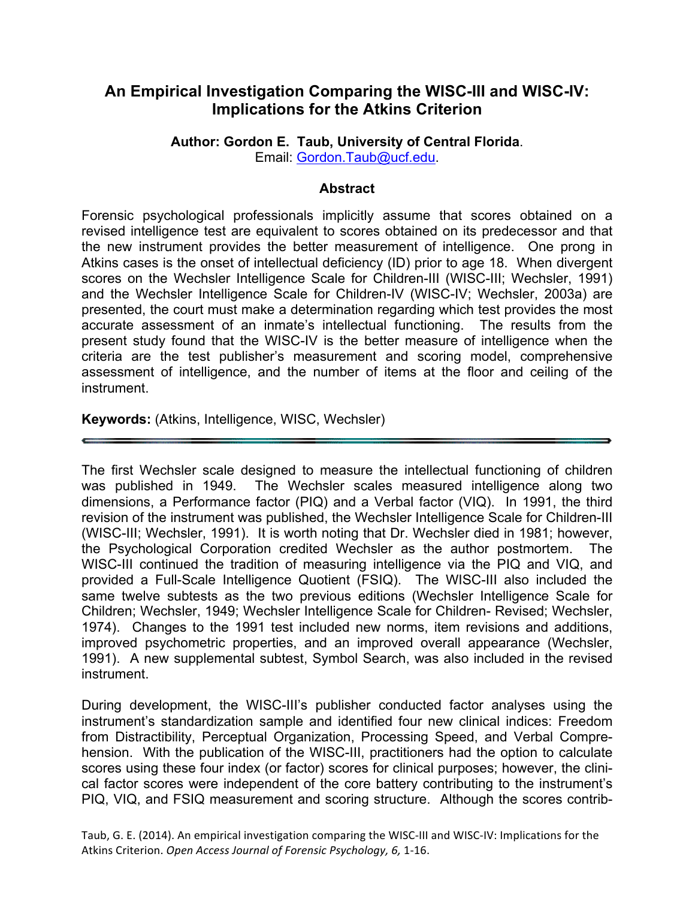# An Empirical Investigation Comparing the WISC-III and WISC-IV: Implications for the Atkins Criterion

**Author: Gordon E. Taub, University of Central Florida**.
Email: Gordon.Taub@ucf.edu.

## Abstract

Forensic psychological professionals implicitly assume that scores obtained on a revised intelligence test are equivalent to scores obtained on its predecessor and that the new instrument provides the better measurement of intelligence. One prong in Atkins cases is the onset of intellectual deficiency (ID) prior to age 18. When divergent scores on the Wechsler Intelligence Scale for Children-III (WISC-III; Wechsler, 1991) and the Wechsler Intelligence Scale for Children-IV (WISC-IV; Wechsler, 2003a) are presented, the court must make a determination regarding which test provides the most accurate assessment of an inmate's intellectual functioning. The results from the present study found that the WISC-IV is the better measure of intelligence when the criteria are the test publisher's measurement and scoring model, comprehensive assessment of intelligence, and the number of items at the floor and ceiling of the instrument.

**Keywords:** (Atkins, Intelligence, WISC, Wechsler)

---

The first Wechsler scale designed to measure the intellectual functioning of children was published in 1949. The Wechsler scales measured intelligence along two dimensions, a Performance factor (PIQ) and a Verbal factor (VIQ). In 1991, the third revision of the instrument was published, the Wechsler Intelligence Scale for Children-III (WISC-III; Wechsler, 1991). It is worth noting that Dr. Wechsler died in 1981; however, the Psychological Corporation credited Wechsler as the author postmortem. The WISC-III continued the tradition of measuring intelligence via the PIQ and VIQ, and provided a Full-Scale Intelligence Quotient (FSIQ). The WISC-III also included the same twelve subtests as the two previous editions (Wechsler Intelligence Scale for Children; Wechsler, 1949; Wechsler Intelligence Scale for Children- Revised; Wechsler, 1974). Changes to the 1991 test included new norms, item revisions and additions, improved psychometric properties, and an improved overall appearance (Wechsler, 1991). A new supplemental subtest, Symbol Search, was also included in the revised instrument.

During development, the WISC-III's publisher conducted factor analyses using the instrument's standardization sample and identified four new clinical indices: Freedom from Distractibility, Perceptual Organization, Processing Speed, and Verbal Comprehension. With the publication of the WISC-III, practitioners had the option to calculate scores using these four index (or factor) scores for clinical purposes; however, the clinical factor scores were independent of the core battery contributing to the instrument's PIQ, VIQ, and FSIQ measurement and scoring structure. Although the scores contrib-

Taub, G. E. (2014). An empirical investigation comparing the WISC-III and WISC-IV: Implications for the Atkins Criterion. *Open Access Journal of Forensic Psychology, 6,* 1-16.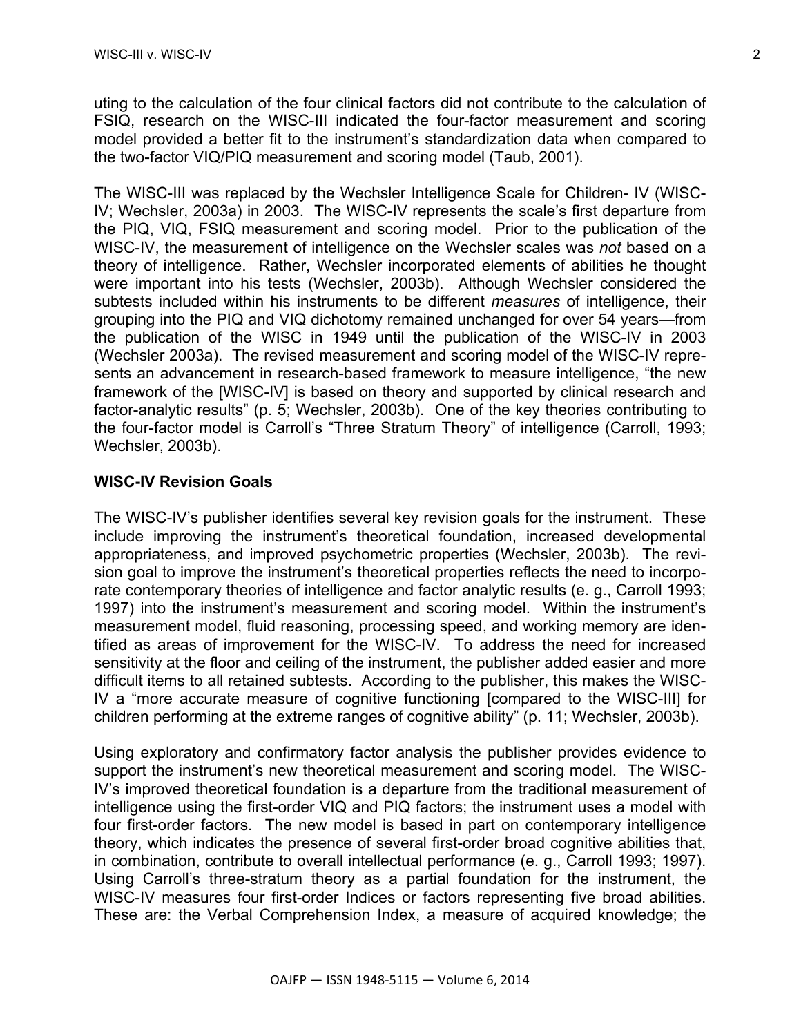uting to the calculation of the four clinical factors did not contribute to the calculation of FSIQ, research on the WISC-III indicated the four-factor measurement and scoring model provided a better fit to the instrument's standardization data when compared to the two-factor VIQ/PIQ measurement and scoring model (Taub, 2001).

The WISC-III was replaced by the Wechsler Intelligence Scale for Children- IV (WISC-IV; Wechsler, 2003a) in 2003. The WISC-IV represents the scale's first departure from the PIQ, VIQ, FSIQ measurement and scoring model. Prior to the publication of the WISC-IV, the measurement of intelligence on the Wechsler scales was *not* based on a theory of intelligence. Rather, Wechsler incorporated elements of abilities he thought were important into his tests (Wechsler, 2003b). Although Wechsler considered the subtests included within his instruments to be different *measures* of intelligence, their grouping into the PIQ and VIQ dichotomy remained unchanged for over 54 years—from the publication of the WISC in 1949 until the publication of the WISC-IV in 2003 (Wechsler 2003a). The revised measurement and scoring model of the WISC-IV represents an advancement in research-based framework to measure intelligence, "the new framework of the [WISC-IV] is based on theory and supported by clinical research and factor-analytic results" (p. 5; Wechsler, 2003b). One of the key theories contributing to the four-factor model is Carroll's "Three Stratum Theory" of intelligence (Carroll, 1993; Wechsler, 2003b).

### WISC-IV Revision Goals

The WISC-IV's publisher identifies several key revision goals for the instrument. These include improving the instrument's theoretical foundation, increased developmental appropriateness, and improved psychometric properties (Wechsler, 2003b). The revision goal to improve the instrument's theoretical properties reflects the need to incorporate contemporary theories of intelligence and factor analytic results (e. g., Carroll 1993; 1997) into the instrument's measurement and scoring model. Within the instrument's measurement model, fluid reasoning, processing speed, and working memory are identified as areas of improvement for the WISC-IV. To address the need for increased sensitivity at the floor and ceiling of the instrument, the publisher added easier and more difficult items to all retained subtests. According to the publisher, this makes the WISC-IV a "more accurate measure of cognitive functioning [compared to the WISC-III] for children performing at the extreme ranges of cognitive ability" (p. 11; Wechsler, 2003b).

Using exploratory and confirmatory factor analysis the publisher provides evidence to support the instrument's new theoretical measurement and scoring model. The WISC-IV's improved theoretical foundation is a departure from the traditional measurement of intelligence using the first-order VIQ and PIQ factors; the instrument uses a model with four first-order factors. The new model is based in part on contemporary intelligence theory, which indicates the presence of several first-order broad cognitive abilities that, in combination, contribute to overall intellectual performance (e. g., Carroll 1993; 1997). Using Carroll's three-stratum theory as a partial foundation for the instrument, the WISC-IV measures four first-order Indices or factors representing five broad abilities. These are: the Verbal Comprehension Index, a measure of acquired knowledge; the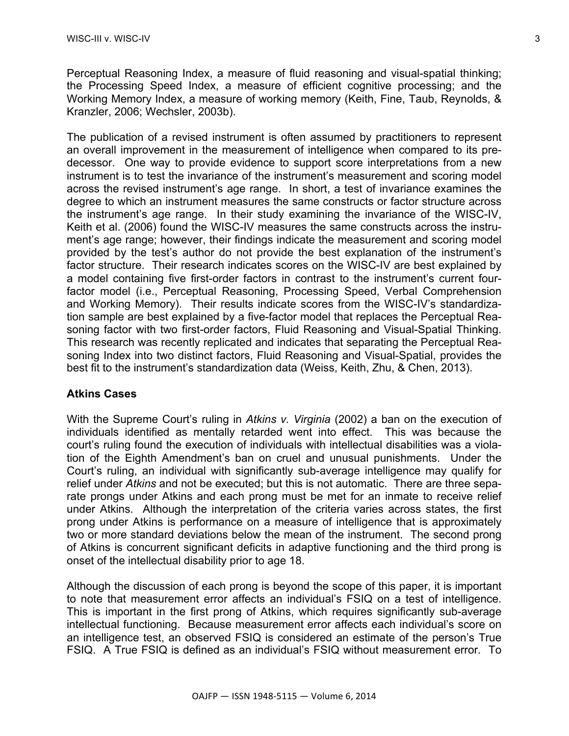Perceptual Reasoning Index, a measure of fluid reasoning and visual-spatial thinking; the Processing Speed Index, a measure of efficient cognitive processing; and the Working Memory Index, a measure of working memory (Keith, Fine, Taub, Reynolds, & Kranzler, 2006; Wechsler, 2003b).

The publication of a revised instrument is often assumed by practitioners to represent an overall improvement in the measurement of intelligence when compared to its predecessor. One way to provide evidence to support score interpretations from a new instrument is to test the invariance of the instrument's measurement and scoring model across the revised instrument's age range. In short, a test of invariance examines the degree to which an instrument measures the same constructs or factor structure across the instrument's age range. In their study examining the invariance of the WISC-IV, Keith et al. (2006) found the WISC-IV measures the same constructs across the instrument's age range; however, their findings indicate the measurement and scoring model provided by the test's author do not provide the best explanation of the instrument's factor structure. Their research indicates scores on the WISC-IV are best explained by a model containing five first-order factors in contrast to the instrument's current four-factor model (i.e., Perceptual Reasoning, Processing Speed, Verbal Comprehension and Working Memory). Their results indicate scores from the WISC-IV's standardization sample are best explained by a five-factor model that replaces the Perceptual Reasoning factor with two first-order factors, Fluid Reasoning and Visual-Spatial Thinking. This research was recently replicated and indicates that separating the Perceptual Reasoning Index into two distinct factors, Fluid Reasoning and Visual-Spatial, provides the best fit to the instrument's standardization data (Weiss, Keith, Zhu, & Chen, 2013).

## Atkins Cases

With the Supreme Court's ruling in *Atkins v. Virginia* (2002) a ban on the execution of individuals identified as mentally retarded went into effect. This was because the court's ruling found the execution of individuals with intellectual disabilities was a violation of the Eighth Amendment's ban on cruel and unusual punishments. Under the Court's ruling, an individual with significantly sub-average intelligence may qualify for relief under *Atkins* and not be executed; but this is not automatic. There are three separate prongs under Atkins and each prong must be met for an inmate to receive relief under Atkins. Although the interpretation of the criteria varies across states, the first prong under Atkins is performance on a measure of intelligence that is approximately two or more standard deviations below the mean of the instrument. The second prong of Atkins is concurrent significant deficits in adaptive functioning and the third prong is onset of the intellectual disability prior to age 18.

Although the discussion of each prong is beyond the scope of this paper, it is important to note that measurement error affects an individual's FSIQ on a test of intelligence. This is important in the first prong of Atkins, which requires significantly sub-average intellectual functioning. Because measurement error affects each individual's score on an intelligence test, an observed FSIQ is considered an estimate of the person's True FSIQ. A True FSIQ is defined as an individual's FSIQ without measurement error. To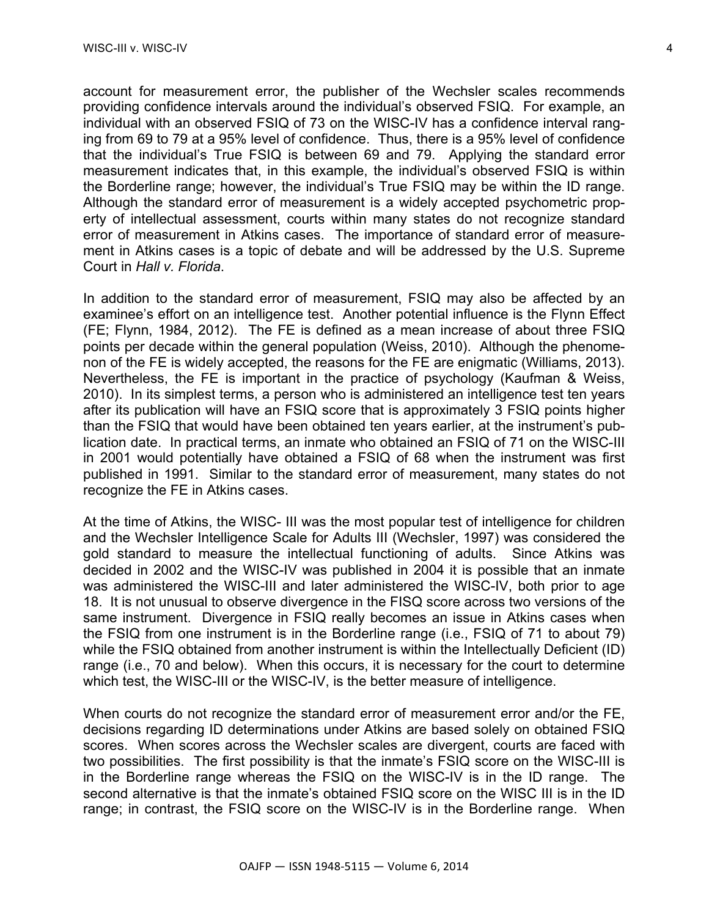account for measurement error, the publisher of the Wechsler scales recommends providing confidence intervals around the individual's observed FSIQ. For example, an individual with an observed FSIQ of 73 on the WISC-IV has a confidence interval ranging from 69 to 79 at a 95% level of confidence. Thus, there is a 95% level of confidence that the individual's True FSIQ is between 69 and 79. Applying the standard error measurement indicates that, in this example, the individual's observed FSIQ is within the Borderline range; however, the individual's True FSIQ may be within the ID range. Although the standard error of measurement is a widely accepted psychometric property of intellectual assessment, courts within many states do not recognize standard error of measurement in Atkins cases. The importance of standard error of measurement in Atkins cases is a topic of debate and will be addressed by the U.S. Supreme Court in *Hall v. Florida*.

In addition to the standard error of measurement, FSIQ may also be affected by an examinee's effort on an intelligence test. Another potential influence is the Flynn Effect (FE; Flynn, 1984, 2012). The FE is defined as a mean increase of about three FSIQ points per decade within the general population (Weiss, 2010). Although the phenomenon of the FE is widely accepted, the reasons for the FE are enigmatic (Williams, 2013). Nevertheless, the FE is important in the practice of psychology (Kaufman & Weiss, 2010). In its simplest terms, a person who is administered an intelligence test ten years after its publication will have an FSIQ score that is approximately 3 FSIQ points higher than the FSIQ that would have been obtained ten years earlier, at the instrument's publication date. In practical terms, an inmate who obtained an FSIQ of 71 on the WISC-III in 2001 would potentially have obtained a FSIQ of 68 when the instrument was first published in 1991. Similar to the standard error of measurement, many states do not recognize the FE in Atkins cases.

At the time of Atkins, the WISC- III was the most popular test of intelligence for children and the Wechsler Intelligence Scale for Adults III (Wechsler, 1997) was considered the gold standard to measure the intellectual functioning of adults. Since Atkins was decided in 2002 and the WISC-IV was published in 2004 it is possible that an inmate was administered the WISC-III and later administered the WISC-IV, both prior to age 18. It is not unusual to observe divergence in the FISQ score across two versions of the same instrument. Divergence in FSIQ really becomes an issue in Atkins cases when the FSIQ from one instrument is in the Borderline range (i.e., FSIQ of 71 to about 79) while the FSIQ obtained from another instrument is within the Intellectually Deficient (ID) range (i.e., 70 and below). When this occurs, it is necessary for the court to determine which test, the WISC-III or the WISC-IV, is the better measure of intelligence.

When courts do not recognize the standard error of measurement error and/or the FE, decisions regarding ID determinations under Atkins are based solely on obtained FSIQ scores. When scores across the Wechsler scales are divergent, courts are faced with two possibilities. The first possibility is that the inmate's FSIQ score on the WISC-III is in the Borderline range whereas the FSIQ on the WISC-IV is in the ID range. The second alternative is that the inmate's obtained FSIQ score on the WISC III is in the ID range; in contrast, the FSIQ score on the WISC-IV is in the Borderline range. When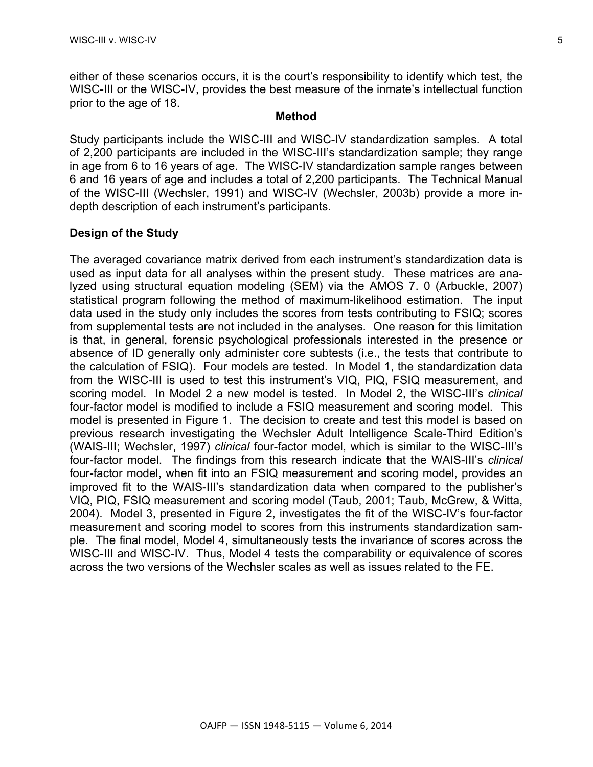either of these scenarios occurs, it is the court's responsibility to identify which test, the WISC-III or the WISC-IV, provides the best measure of the inmate's intellectual function prior to the age of 18.

## Method

Study participants include the WISC-III and WISC-IV standardization samples. A total of 2,200 participants are included in the WISC-III's standardization sample; they range in age from 6 to 16 years of age. The WISC-IV standardization sample ranges between 6 and 16 years of age and includes a total of 2,200 participants. The Technical Manual of the WISC-III (Wechsler, 1991) and WISC-IV (Wechsler, 2003b) provide a more in-depth description of each instrument's participants.

### Design of the Study

The averaged covariance matrix derived from each instrument's standardization data is used as input data for all analyses within the present study. These matrices are analyzed using structural equation modeling (SEM) via the AMOS 7. 0 (Arbuckle, 2007) statistical program following the method of maximum-likelihood estimation. The input data used in the study only includes the scores from tests contributing to FSIQ; scores from supplemental tests are not included in the analyses. One reason for this limitation is that, in general, forensic psychological professionals interested in the presence or absence of ID generally only administer core subtests (i.e., the tests that contribute to the calculation of FSIQ). Four models are tested. In Model 1, the standardization data from the WISC-III is used to test this instrument's VIQ, PIQ, FSIQ measurement, and scoring model. In Model 2 a new model is tested. In Model 2, the WISC-III's *clinical* four-factor model is modified to include a FSIQ measurement and scoring model. This model is presented in Figure 1. The decision to create and test this model is based on previous research investigating the Wechsler Adult Intelligence Scale-Third Edition's (WAIS-III; Wechsler, 1997) *clinical* four-factor model, which is similar to the WISC-III's four-factor model. The findings from this research indicate that the WAIS-III's *clinical* four-factor model, when fit into an FSIQ measurement and scoring model, provides an improved fit to the WAIS-III's standardization data when compared to the publisher's VIQ, PIQ, FSIQ measurement and scoring model (Taub, 2001; Taub, McGrew, & Witta, 2004). Model 3, presented in Figure 2, investigates the fit of the WISC-IV's four-factor measurement and scoring model to scores from this instruments standardization sample. The final model, Model 4, simultaneously tests the invariance of scores across the WISC-III and WISC-IV. Thus, Model 4 tests the comparability or equivalence of scores across the two versions of the Wechsler scales as well as issues related to the FE.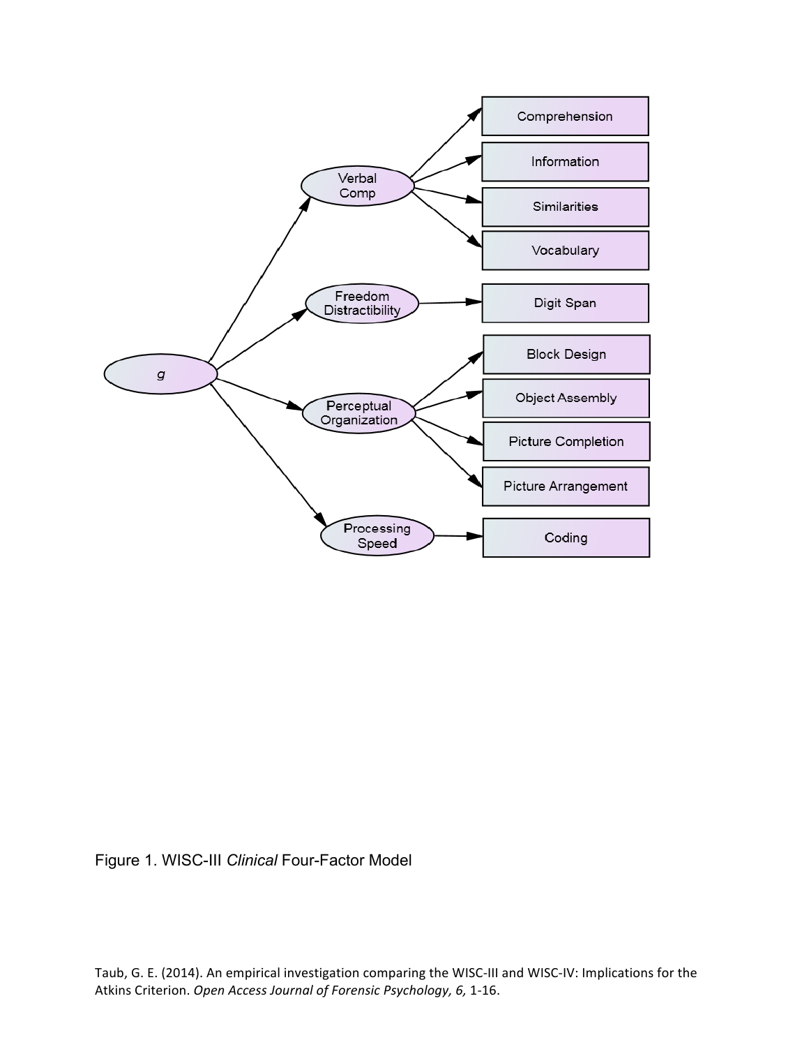Figure 1. WISC-III *Clinical* Four-Factor Model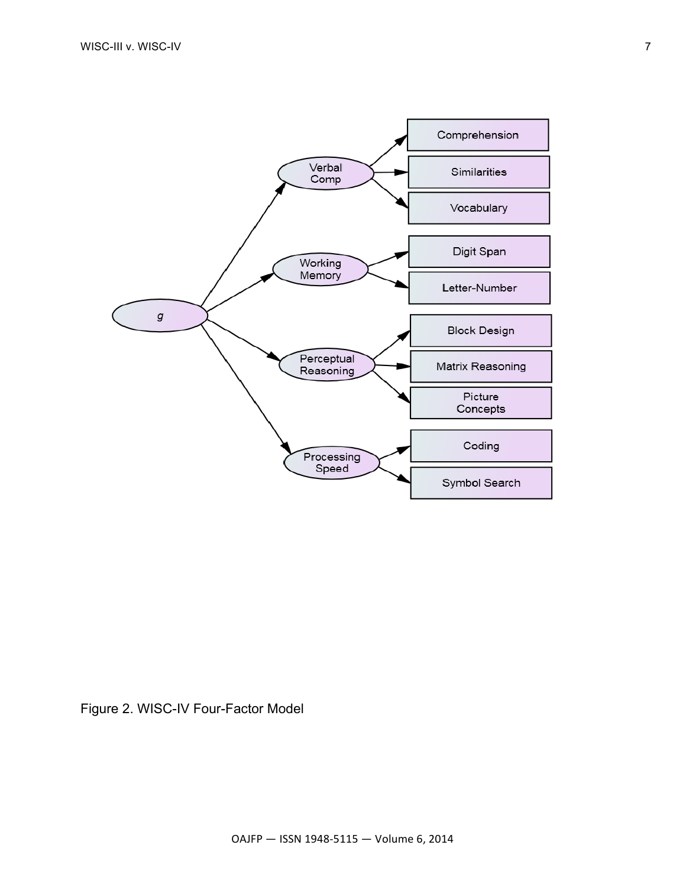- *g*
  - Verbal Comp
    - Comprehension
    - Similarities
    - Vocabulary
  - Working Memory
    - Digit Span
    - Letter-Number
  - Perceptual Reasoning
    - Block Design
    - Matrix Reasoning
    - Picture Concepts
  - Processing Speed
    - Coding
    - Symbol Search

Figure 2. WISC-IV Four-Factor Model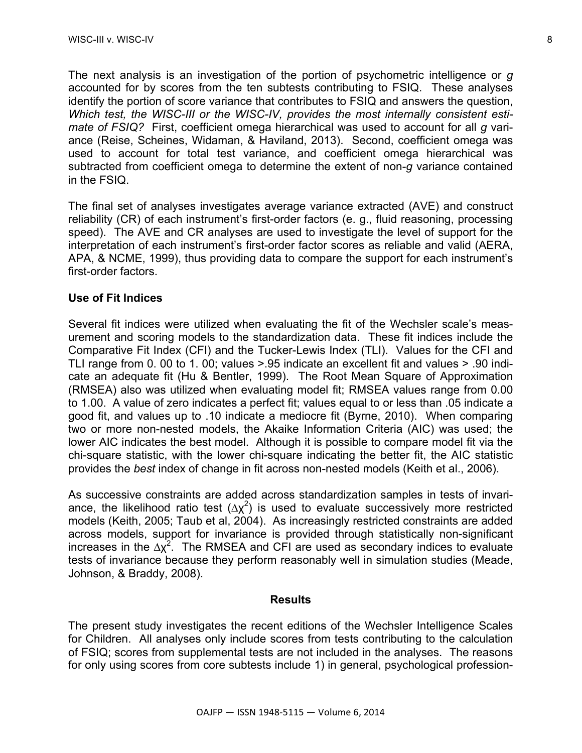The next analysis is an investigation of the portion of psychometric intelligence or *g* accounted for by scores from the ten subtests contributing to FSIQ. These analyses identify the portion of score variance that contributes to FSIQ and answers the question, *Which test, the WISC-III or the WISC-IV, provides the most internally consistent estimate of FSIQ?* First, coefficient omega hierarchical was used to account for all *g* variance (Reise, Scheines, Widaman, & Haviland, 2013). Second, coefficient omega was used to account for total test variance, and coefficient omega hierarchical was subtracted from coefficient omega to determine the extent of non-*g* variance contained in the FSIQ.

The final set of analyses investigates average variance extracted (AVE) and construct reliability (CR) of each instrument's first-order factors (e. g., fluid reasoning, processing speed). The AVE and CR analyses are used to investigate the level of support for the interpretation of each instrument's first-order factor scores as reliable and valid (AERA, APA, & NCME, 1999), thus providing data to compare the support for each instrument's first-order factors.

### Use of Fit Indices

Several fit indices were utilized when evaluating the fit of the Wechsler scale's measurement and scoring models to the standardization data. These fit indices include the Comparative Fit Index (CFI) and the Tucker-Lewis Index (TLI). Values for the CFI and TLI range from 0. 00 to 1. 00; values >.95 indicate an excellent fit and values > .90 indicate an adequate fit (Hu & Bentler, 1999). The Root Mean Square of Approximation (RMSEA) also was utilized when evaluating model fit; RMSEA values range from 0.00 to 1.00. A value of zero indicates a perfect fit; values equal to or less than .05 indicate a good fit, and values up to .10 indicate a mediocre fit (Byrne, 2010). When comparing two or more non-nested models, the Akaike Information Criteria (AIC) was used; the lower AIC indicates the best model. Although it is possible to compare model fit via the chi-square statistic, with the lower chi-square indicating the better fit, the AIC statistic provides the *best* index of change in fit across non-nested models (Keith et al., 2006).

As successive constraints are added across standardization samples in tests of invariance, the likelihood ratio test ($\Delta\chi^2$) is used to evaluate successively more restricted models (Keith, 2005; Taub et al, 2004). As increasingly restricted constraints are added across models, support for invariance is provided through statistically non-significant increases in the $\Delta\chi^2$. The RMSEA and CFI are used as secondary indices to evaluate tests of invariance because they perform reasonably well in simulation studies (Meade, Johnson, & Braddy, 2008).

## Results

The present study investigates the recent editions of the Wechsler Intelligence Scales for Children. All analyses only include scores from tests contributing to the calculation of FSIQ; scores from supplemental tests are not included in the analyses. The reasons for only using scores from core subtests include 1) in general, psychological profession-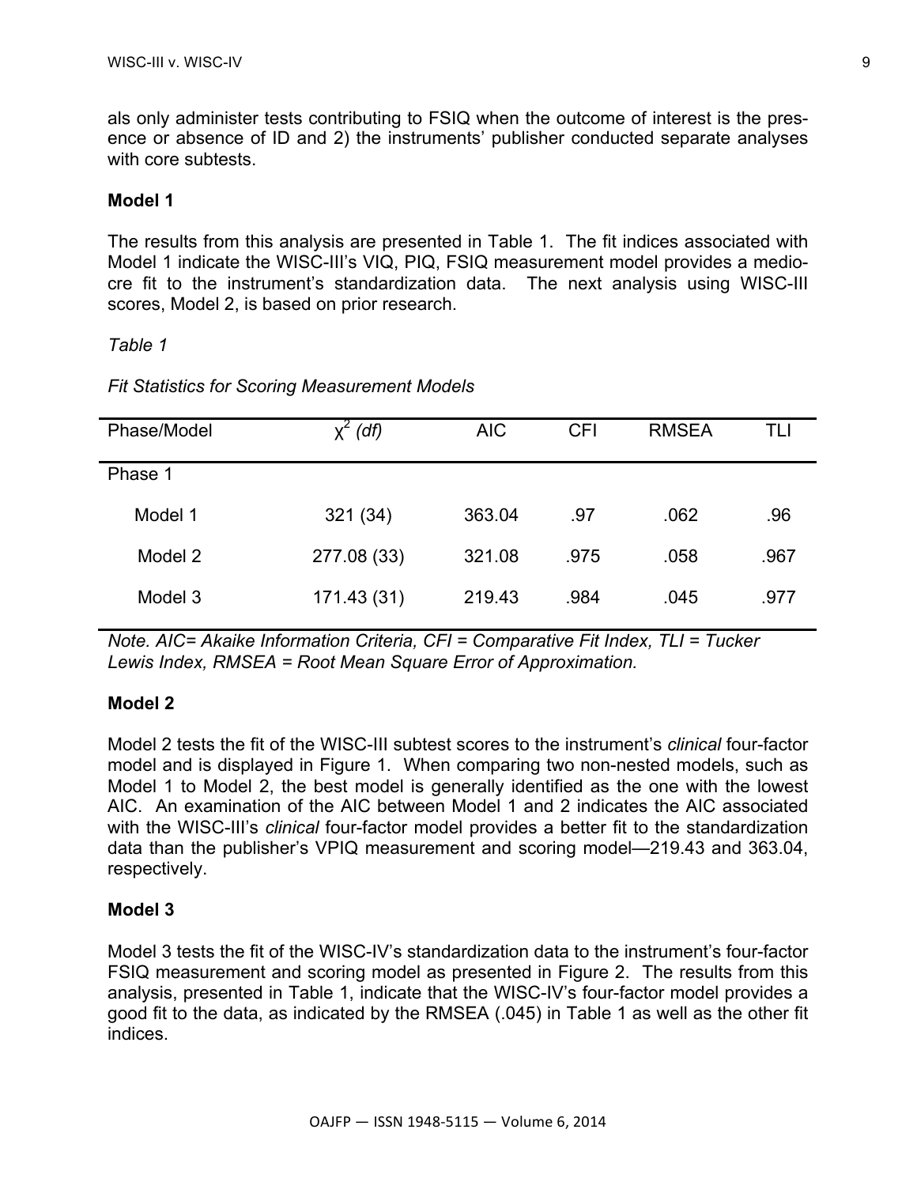als only administer tests contributing to FSIQ when the outcome of interest is the presence or absence of ID and 2) the instruments' publisher conducted separate analyses with core subtests.

**Model 1**

The results from this analysis are presented in Table 1. The fit indices associated with Model 1 indicate the WISC-III's VIQ, PIQ, FSIQ measurement model provides a mediocre fit to the instrument's standardization data. The next analysis using WISC-III scores, Model 2, is based on prior research.

*Table 1*

*Fit Statistics for Scoring Measurement Models*

| Phase/Model | $\chi^2$ *(df)* | AIC | CFI | RMSEA | TLI |
|---|---|---|---|---|---|
| Phase 1 | | | | | |
| Model 1 | 321 (34) | 363.04 | .97 | .062 | .96 |
| Model 2 | 277.08 (33) | 321.08 | .975 | .058 | .967 |
| Model 3 | 171.43 (31) | 219.43 | .984 | .045 | .977 |

*Note. AIC= Akaike Information Criteria, CFI = Comparative Fit Index, TLI = Tucker Lewis Index, RMSEA = Root Mean Square Error of Approximation.*

**Model 2**

Model 2 tests the fit of the WISC-III subtest scores to the instrument's *clinical* four-factor model and is displayed in Figure 1. When comparing two non-nested models, such as Model 1 to Model 2, the best model is generally identified as the one with the lowest AIC. An examination of the AIC between Model 1 and 2 indicates the AIC associated with the WISC-III's *clinical* four-factor model provides a better fit to the standardization data than the publisher's VPIQ measurement and scoring model—219.43 and 363.04, respectively.

**Model 3**

Model 3 tests the fit of the WISC-IV's standardization data to the instrument's four-factor FSIQ measurement and scoring model as presented in Figure 2. The results from this analysis, presented in Table 1, indicate that the WISC-IV's four-factor model provides a good fit to the data, as indicated by the RMSEA (.045) in Table 1 as well as the other fit indices.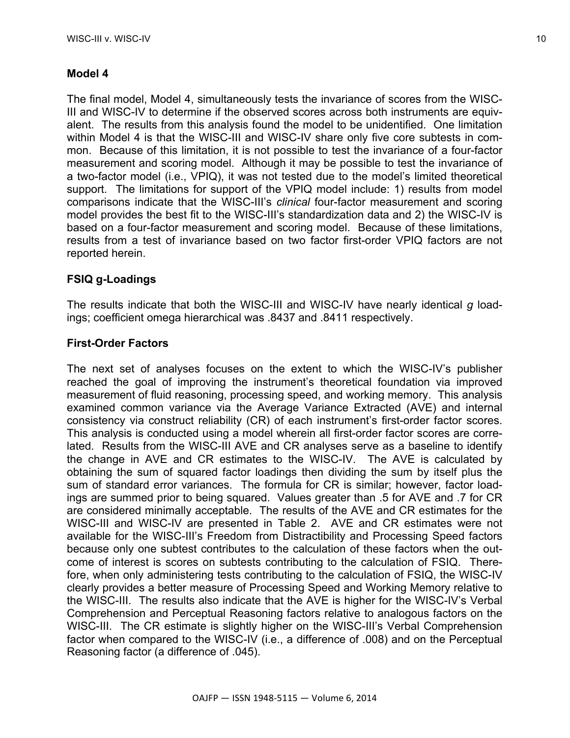## Model 4

The final model, Model 4, simultaneously tests the invariance of scores from the WISC-III and WISC-IV to determine if the observed scores across both instruments are equivalent. The results from this analysis found the model to be unidentified. One limitation within Model 4 is that the WISC-III and WISC-IV share only five core subtests in common. Because of this limitation, it is not possible to test the invariance of a four-factor measurement and scoring model. Although it may be possible to test the invariance of a two-factor model (i.e., VPIQ), it was not tested due to the model's limited theoretical support. The limitations for support of the VPIQ model include: 1) results from model comparisons indicate that the WISC-III's *clinical* four-factor measurement and scoring model provides the best fit to the WISC-III's standardization data and 2) the WISC-IV is based on a four-factor measurement and scoring model. Because of these limitations, results from a test of invariance based on two factor first-order VPIQ factors are not reported herein.

## FSIQ g-Loadings

The results indicate that both the WISC-III and WISC-IV have nearly identical *g* loadings; coefficient omega hierarchical was .8437 and .8411 respectively.

## First-Order Factors

The next set of analyses focuses on the extent to which the WISC-IV's publisher reached the goal of improving the instrument's theoretical foundation via improved measurement of fluid reasoning, processing speed, and working memory. This analysis examined common variance via the Average Variance Extracted (AVE) and internal consistency via construct reliability (CR) of each instrument's first-order factor scores. This analysis is conducted using a model wherein all first-order factor scores are correlated. Results from the WISC-III AVE and CR analyses serve as a baseline to identify the change in AVE and CR estimates to the WISC-IV. The AVE is calculated by obtaining the sum of squared factor loadings then dividing the sum by itself plus the sum of standard error variances. The formula for CR is similar; however, factor loadings are summed prior to being squared. Values greater than .5 for AVE and .7 for CR are considered minimally acceptable. The results of the AVE and CR estimates for the WISC-III and WISC-IV are presented in Table 2. AVE and CR estimates were not available for the WISC-III's Freedom from Distractibility and Processing Speed factors because only one subtest contributes to the calculation of these factors when the outcome of interest is scores on subtests contributing to the calculation of FSIQ. Therefore, when only administering tests contributing to the calculation of FSIQ, the WISC-IV clearly provides a better measure of Processing Speed and Working Memory relative to the WISC-III. The results also indicate that the AVE is higher for the WISC-IV's Verbal Comprehension and Perceptual Reasoning factors relative to analogous factors on the WISC-III. The CR estimate is slightly higher on the WISC-III's Verbal Comprehension factor when compared to the WISC-IV (i.e., a difference of .008) and on the Perceptual Reasoning factor (a difference of .045).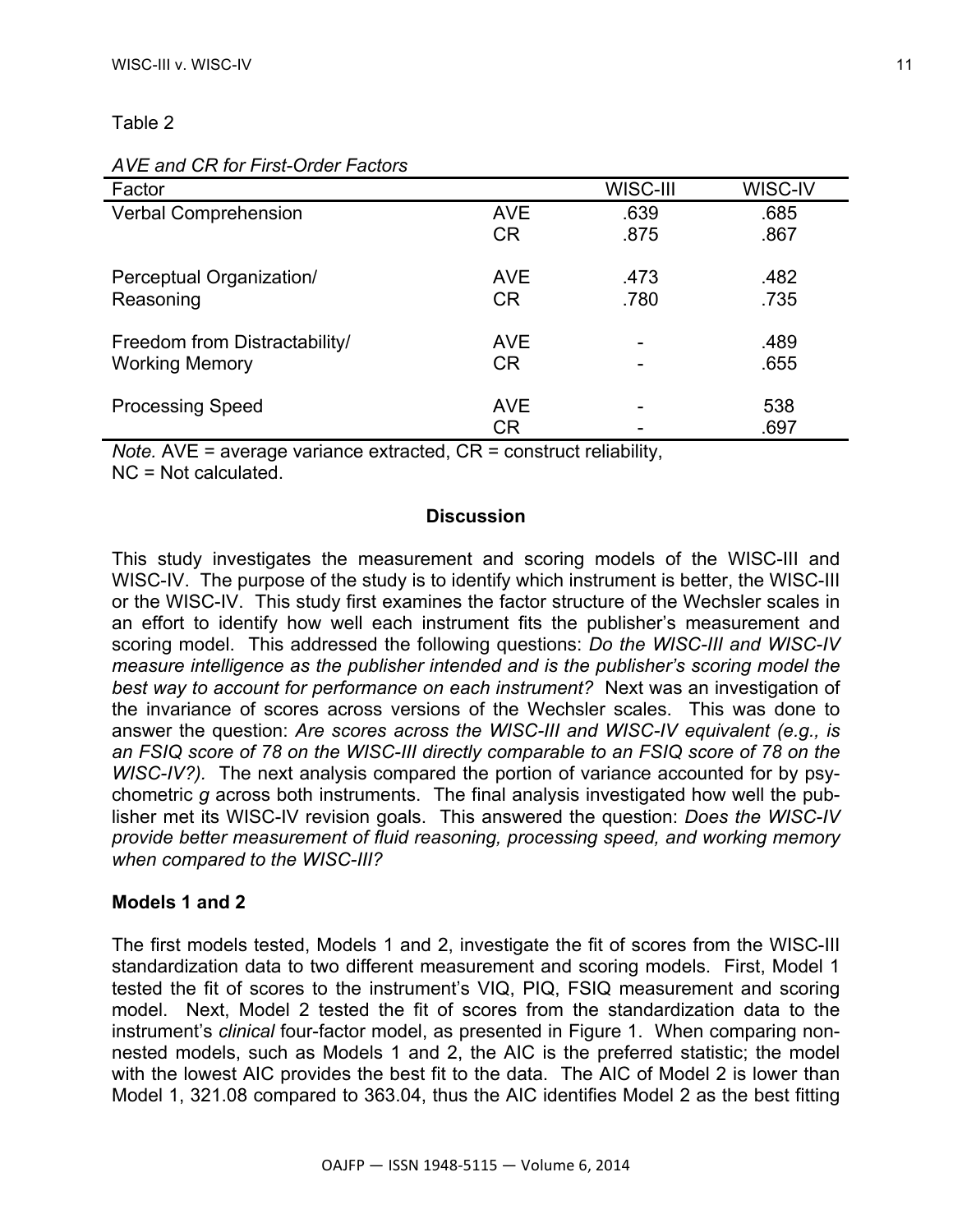Table 2

*AVE and CR for First-Order Factors*

| Factor | | WISC-III | WISC-IV |
|---|---|---|---|
| Verbal Comprehension | AVE | .639 | .685 |
| | CR | .875 | .867 |
| Perceptual Organization/ Reasoning | AVE | .473 | .482 |
| | CR | .780 | .735 |
| Freedom from Distractability/ Working Memory | AVE | - | .489 |
| | CR | - | .655 |
| Processing Speed | AVE | - | 538 |
| | CR | - | .697 |

*Note.* AVE = average variance extracted, CR = construct reliability, NC = Not calculated.

## Discussion

This study investigates the measurement and scoring models of the WISC-III and WISC-IV. The purpose of the study is to identify which instrument is better, the WISC-III or the WISC-IV. This study first examines the factor structure of the Wechsler scales in an effort to identify how well each instrument fits the publisher's measurement and scoring model. This addressed the following questions: *Do the WISC-III and WISC-IV measure intelligence as the publisher intended and is the publisher's scoring model the best way to account for performance on each instrument?* Next was an investigation of the invariance of scores across versions of the Wechsler scales. This was done to answer the question: *Are scores across the WISC-III and WISC-IV equivalent (e.g., is an FSIQ score of 78 on the WISC-III directly comparable to an FSIQ score of 78 on the WISC-IV?).* The next analysis compared the portion of variance accounted for by psychometric *g* across both instruments. The final analysis investigated how well the publisher met its WISC-IV revision goals. This answered the question: *Does the WISC-IV provide better measurement of fluid reasoning, processing speed, and working memory when compared to the WISC-III?*

### Models 1 and 2

The first models tested, Models 1 and 2, investigate the fit of scores from the WISC-III standardization data to two different measurement and scoring models. First, Model 1 tested the fit of scores to the instrument's VIQ, PIQ, FSIQ measurement and scoring model. Next, Model 2 tested the fit of scores from the standardization data to the instrument's *clinical* four-factor model, as presented in Figure 1. When comparing non-nested models, such as Models 1 and 2, the AIC is the preferred statistic; the model with the lowest AIC provides the best fit to the data. The AIC of Model 2 is lower than Model 1, 321.08 compared to 363.04, thus the AIC identifies Model 2 as the best fitting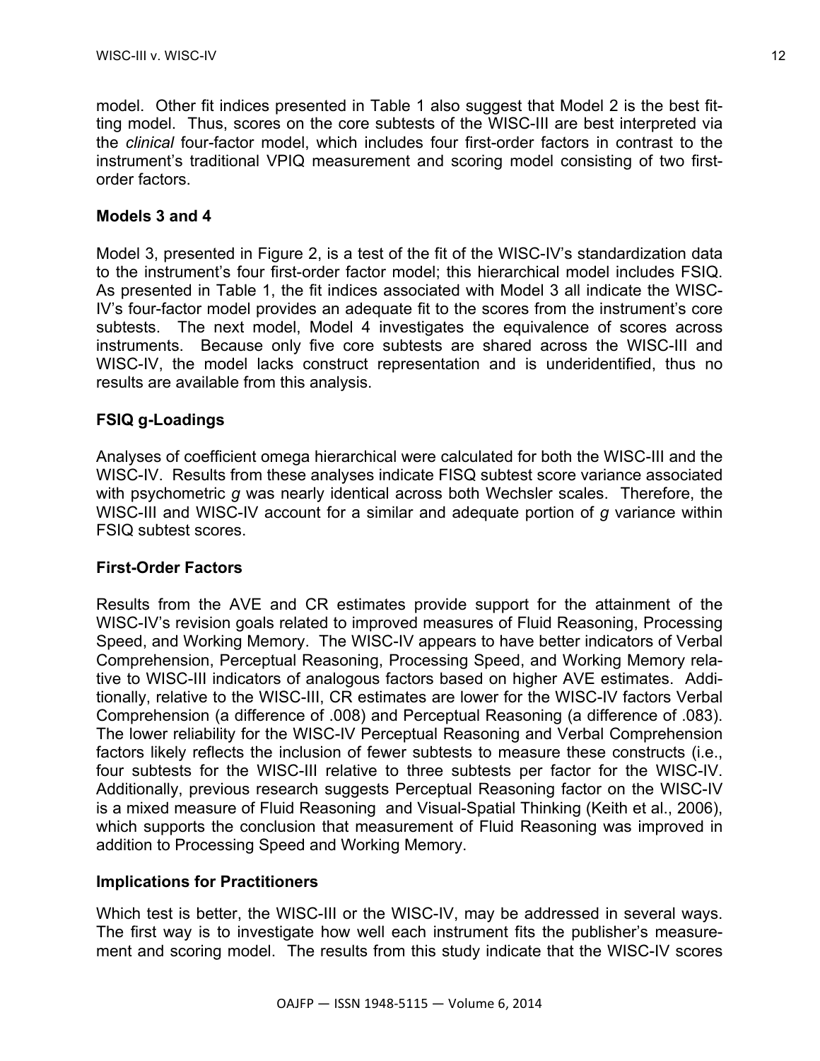model. Other fit indices presented in Table 1 also suggest that Model 2 is the best fitting model. Thus, scores on the core subtests of the WISC-III are best interpreted via the *clinical* four-factor model, which includes four first-order factors in contrast to the instrument's traditional VPIQ measurement and scoring model consisting of two first-order factors.

### Models 3 and 4

Model 3, presented in Figure 2, is a test of the fit of the WISC-IV's standardization data to the instrument's four first-order factor model; this hierarchical model includes FSIQ. As presented in Table 1, the fit indices associated with Model 3 all indicate the WISC-IV's four-factor model provides an adequate fit to the scores from the instrument's core subtests. The next model, Model 4 investigates the equivalence of scores across instruments. Because only five core subtests are shared across the WISC-III and WISC-IV, the model lacks construct representation and is underidentified, thus no results are available from this analysis.

### FSIQ g-Loadings

Analyses of coefficient omega hierarchical were calculated for both the WISC-III and the WISC-IV. Results from these analyses indicate FISQ subtest score variance associated with psychometric *g* was nearly identical across both Wechsler scales. Therefore, the WISC-III and WISC-IV account for a similar and adequate portion of *g* variance within FSIQ subtest scores.

### First-Order Factors

Results from the AVE and CR estimates provide support for the attainment of the WISC-IV's revision goals related to improved measures of Fluid Reasoning, Processing Speed, and Working Memory. The WISC-IV appears to have better indicators of Verbal Comprehension, Perceptual Reasoning, Processing Speed, and Working Memory relative to WISC-III indicators of analogous factors based on higher AVE estimates. Additionally, relative to the WISC-III, CR estimates are lower for the WISC-IV factors Verbal Comprehension (a difference of .008) and Perceptual Reasoning (a difference of .083). The lower reliability for the WISC-IV Perceptual Reasoning and Verbal Comprehension factors likely reflects the inclusion of fewer subtests to measure these constructs (i.e., four subtests for the WISC-III relative to three subtests per factor for the WISC-IV. Additionally, previous research suggests Perceptual Reasoning factor on the WISC-IV is a mixed measure of Fluid Reasoning and Visual-Spatial Thinking (Keith et al., 2006), which supports the conclusion that measurement of Fluid Reasoning was improved in addition to Processing Speed and Working Memory.

### Implications for Practitioners

Which test is better, the WISC-III or the WISC-IV, may be addressed in several ways. The first way is to investigate how well each instrument fits the publisher's measurement and scoring model. The results from this study indicate that the WISC-IV scores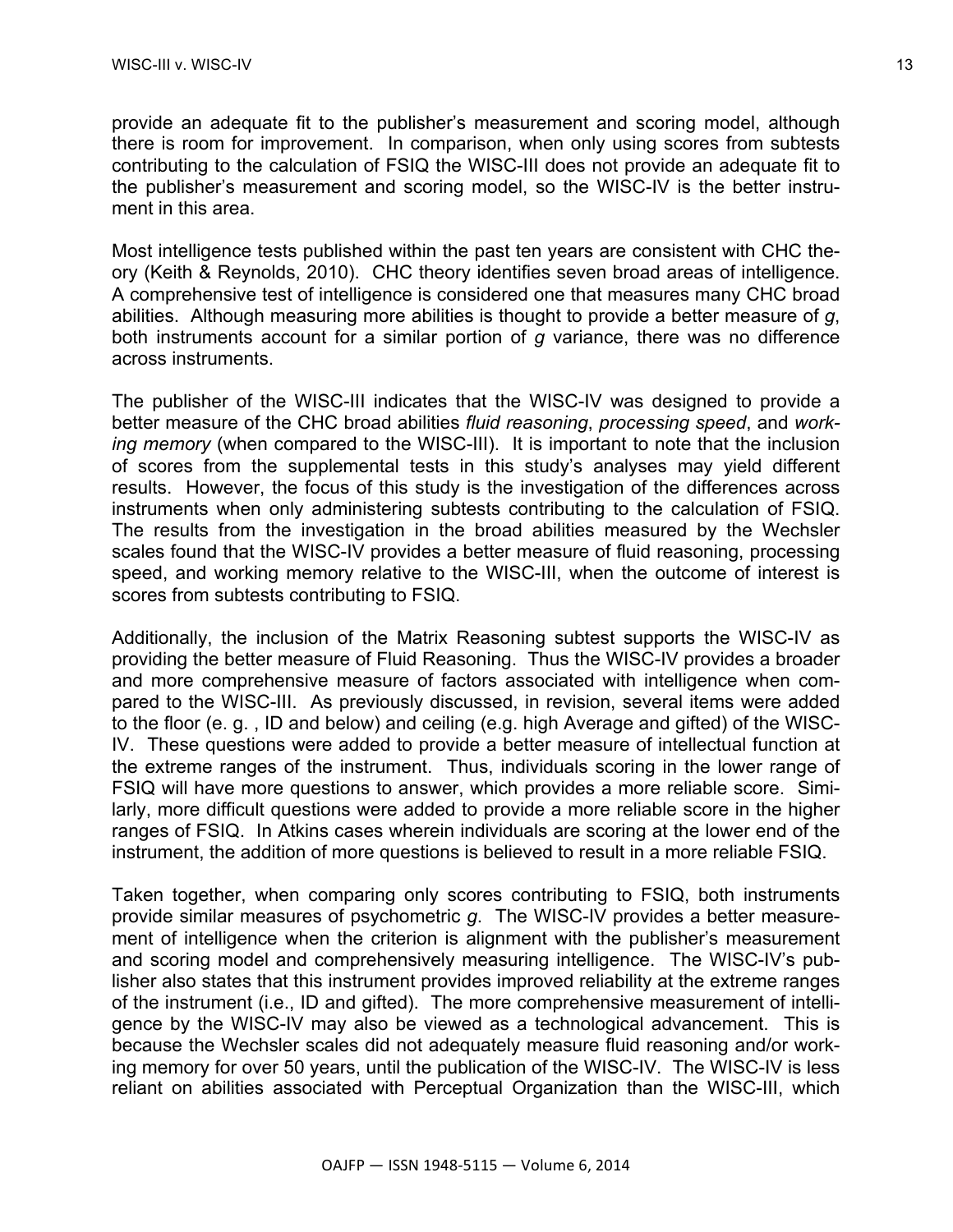provide an adequate fit to the publisher's measurement and scoring model, although there is room for improvement. In comparison, when only using scores from subtests contributing to the calculation of FSIQ the WISC-III does not provide an adequate fit to the publisher's measurement and scoring model, so the WISC-IV is the better instrument in this area.

Most intelligence tests published within the past ten years are consistent with CHC theory (Keith & Reynolds, 2010). CHC theory identifies seven broad areas of intelligence. A comprehensive test of intelligence is considered one that measures many CHC broad abilities. Although measuring more abilities is thought to provide a better measure of *g*, both instruments account for a similar portion of *g* variance, there was no difference across instruments.

The publisher of the WISC-III indicates that the WISC-IV was designed to provide a better measure of the CHC broad abilities *fluid reasoning*, *processing speed*, and *working memory* (when compared to the WISC-III). It is important to note that the inclusion of scores from the supplemental tests in this study's analyses may yield different results. However, the focus of this study is the investigation of the differences across instruments when only administering subtests contributing to the calculation of FSIQ. The results from the investigation in the broad abilities measured by the Wechsler scales found that the WISC-IV provides a better measure of fluid reasoning, processing speed, and working memory relative to the WISC-III, when the outcome of interest is scores from subtests contributing to FSIQ.

Additionally, the inclusion of the Matrix Reasoning subtest supports the WISC-IV as providing the better measure of Fluid Reasoning. Thus the WISC-IV provides a broader and more comprehensive measure of factors associated with intelligence when compared to the WISC-III. As previously discussed, in revision, several items were added to the floor (e. g. , ID and below) and ceiling (e.g. high Average and gifted) of the WISC-IV. These questions were added to provide a better measure of intellectual function at the extreme ranges of the instrument. Thus, individuals scoring in the lower range of FSIQ will have more questions to answer, which provides a more reliable score. Similarly, more difficult questions were added to provide a more reliable score in the higher ranges of FSIQ. In Atkins cases wherein individuals are scoring at the lower end of the instrument, the addition of more questions is believed to result in a more reliable FSIQ.

Taken together, when comparing only scores contributing to FSIQ, both instruments provide similar measures of psychometric *g*. The WISC-IV provides a better measurement of intelligence when the criterion is alignment with the publisher's measurement and scoring model and comprehensively measuring intelligence. The WISC-IV's publisher also states that this instrument provides improved reliability at the extreme ranges of the instrument (i.e., ID and gifted). The more comprehensive measurement of intelligence by the WISC-IV may also be viewed as a technological advancement. This is because the Wechsler scales did not adequately measure fluid reasoning and/or working memory for over 50 years, until the publication of the WISC-IV. The WISC-IV is less reliant on abilities associated with Perceptual Organization than the WISC-III, which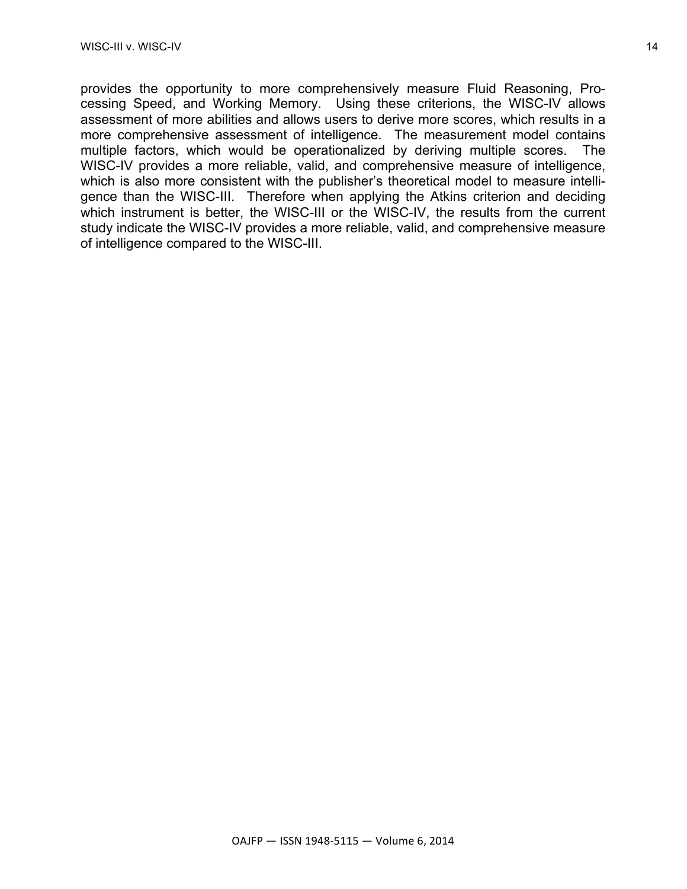provides the opportunity to more comprehensively measure Fluid Reasoning, Processing Speed, and Working Memory. Using these criterions, the WISC-IV allows assessment of more abilities and allows users to derive more scores, which results in a more comprehensive assessment of intelligence. The measurement model contains multiple factors, which would be operationalized by deriving multiple scores. The WISC-IV provides a more reliable, valid, and comprehensive measure of intelligence, which is also more consistent with the publisher's theoretical model to measure intelligence than the WISC-III. Therefore when applying the Atkins criterion and deciding which instrument is better, the WISC-III or the WISC-IV, the results from the current study indicate the WISC-IV provides a more reliable, valid, and comprehensive measure of intelligence compared to the WISC-III.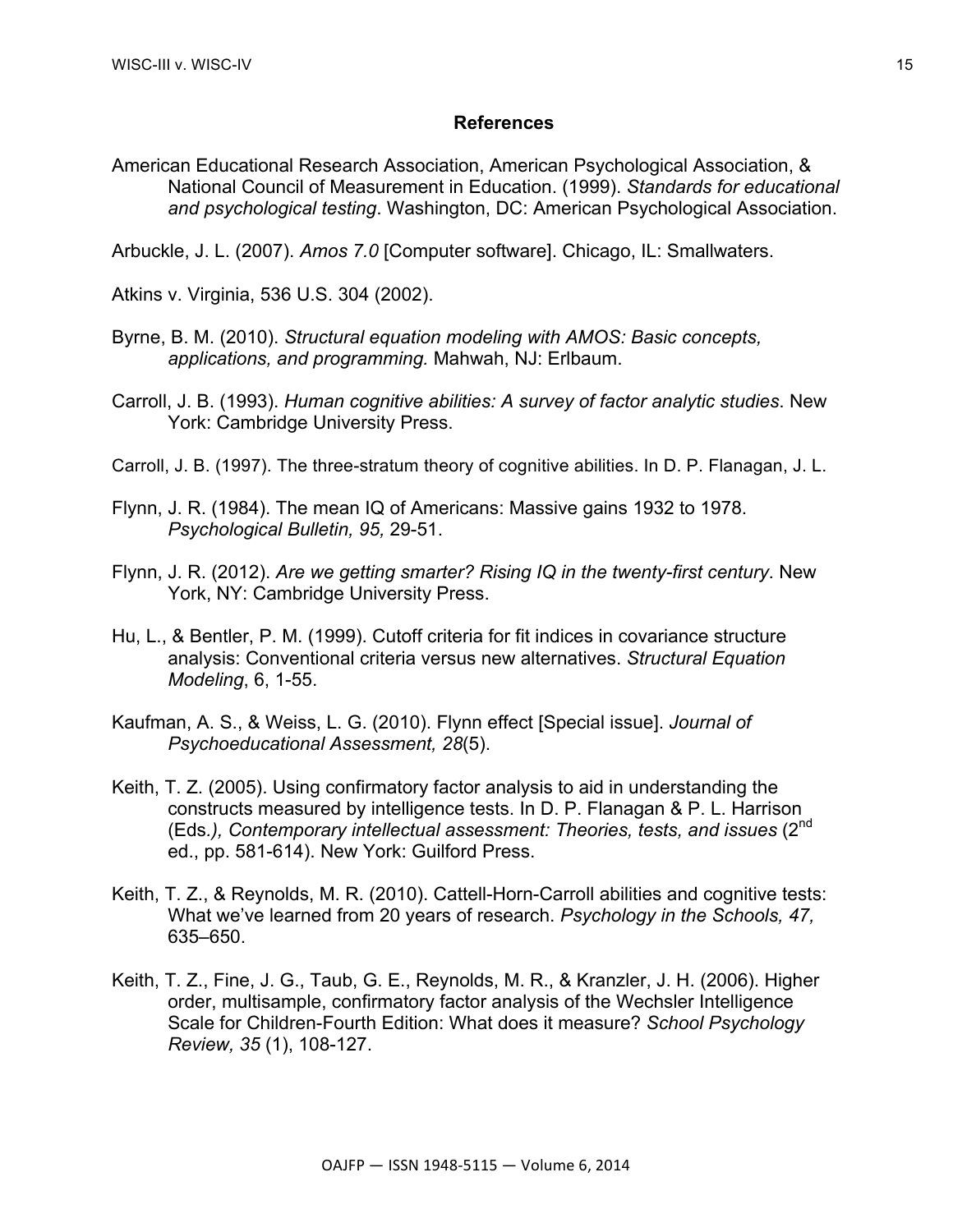## References

American Educational Research Association, American Psychological Association, & National Council of Measurement in Education. (1999). *Standards for educational and psychological testing*. Washington, DC: American Psychological Association.

Arbuckle, J. L. (2007). *Amos 7.0* [Computer software]. Chicago, IL: Smallwaters.

Atkins v. Virginia, 536 U.S. 304 (2002).

Byrne, B. M. (2010). *Structural equation modeling with AMOS: Basic concepts, applications, and programming.* Mahwah, NJ: Erlbaum.

Carroll, J. B. (1993). *Human cognitive abilities: A survey of factor analytic studies*. New York: Cambridge University Press.

Carroll, J. B. (1997). The three-stratum theory of cognitive abilities. In D. P. Flanagan, J. L.

Flynn, J. R. (1984). The mean IQ of Americans: Massive gains 1932 to 1978. *Psychological Bulletin, 95,* 29-51.

Flynn, J. R. (2012). *Are we getting smarter? Rising IQ in the twenty-first century*. New York, NY: Cambridge University Press.

Hu, L., & Bentler, P. M. (1999). Cutoff criteria for fit indices in covariance structure analysis: Conventional criteria versus new alternatives. *Structural Equation Modeling*, 6, 1-55.

Kaufman, A. S., & Weiss, L. G. (2010). Flynn effect [Special issue]. *Journal of Psychoeducational Assessment, 28*(5).

Keith, T. Z. (2005). Using confirmatory factor analysis to aid in understanding the constructs measured by intelligence tests. In D. P. Flanagan & P. L. Harrison (Eds*.), Contemporary intellectual assessment: Theories, tests, and issues* (2nd ed., pp. 581-614). New York: Guilford Press.

Keith, T. Z., & Reynolds, M. R. (2010). Cattell-Horn-Carroll abilities and cognitive tests: What we've learned from 20 years of research. *Psychology in the Schools, 47,* 635–650.

Keith, T. Z., Fine, J. G., Taub, G. E., Reynolds, M. R., & Kranzler, J. H. (2006). Higher order, multisample, confirmatory factor analysis of the Wechsler Intelligence Scale for Children-Fourth Edition: What does it measure? *School Psychology Review, 35* (1), 108-127.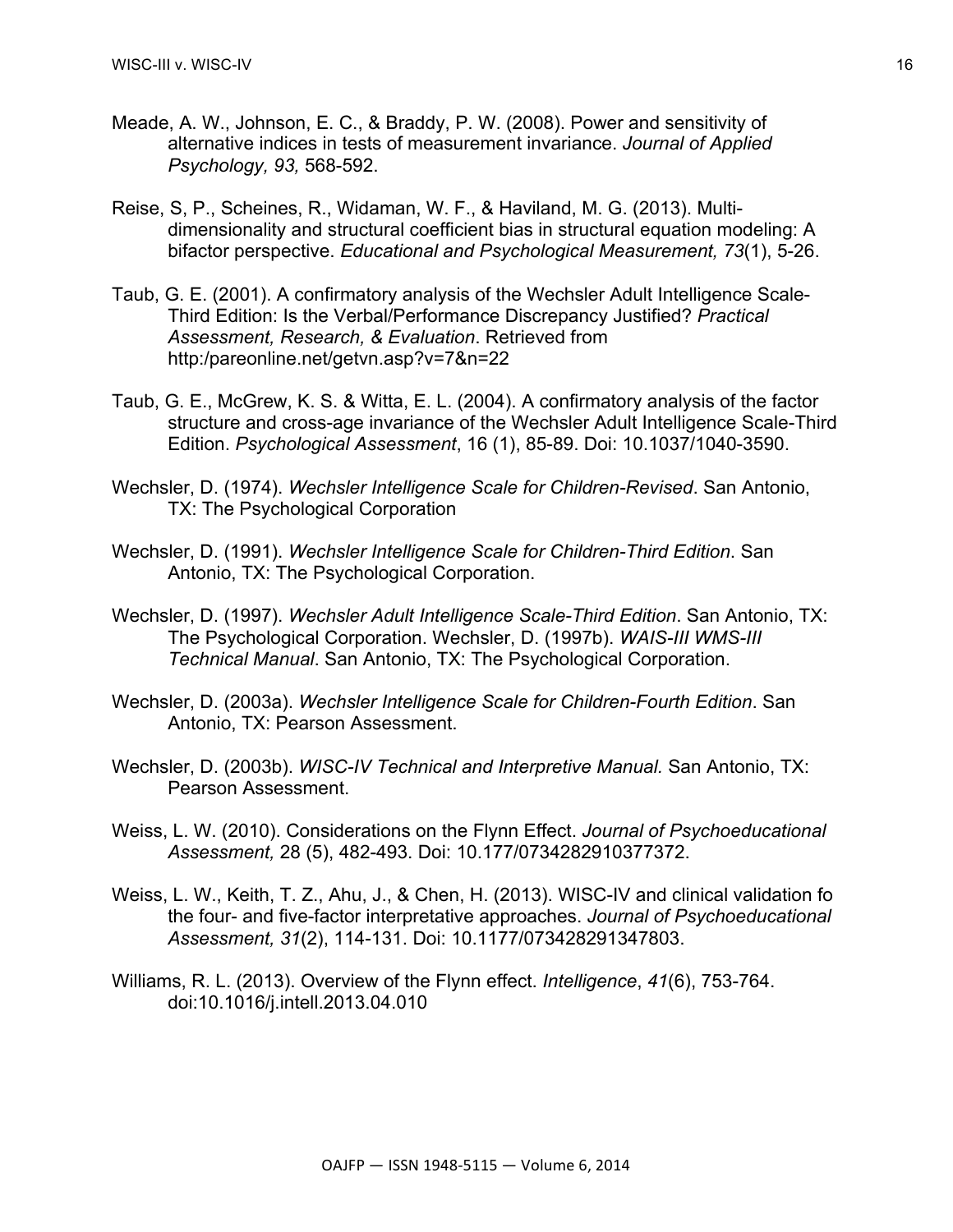Meade, A. W., Johnson, E. C., & Braddy, P. W. (2008). Power and sensitivity of alternative indices in tests of measurement invariance. *Journal of Applied Psychology, 93,* 568-592.

Reise, S, P., Scheines, R., Widaman, W. F., & Haviland, M. G. (2013). Multi-dimensionality and structural coefficient bias in structural equation modeling: A bifactor perspective. *Educational and Psychological Measurement, 73*(1), 5-26.

Taub, G. E. (2001). A confirmatory analysis of the Wechsler Adult Intelligence Scale-Third Edition: Is the Verbal/Performance Discrepancy Justified? *Practical Assessment, Research, & Evaluation*. Retrieved from http:/pareonline.net/getvn.asp?v=7&n=22

Taub, G. E., McGrew, K. S. & Witta, E. L. (2004). A confirmatory analysis of the factor structure and cross-age invariance of the Wechsler Adult Intelligence Scale-Third Edition. *Psychological Assessment*, 16 (1), 85-89. Doi: 10.1037/1040-3590.

Wechsler, D. (1974). *Wechsler Intelligence Scale for Children-Revised*. San Antonio, TX: The Psychological Corporation

Wechsler, D. (1991). *Wechsler Intelligence Scale for Children-Third Edition*. San Antonio, TX: The Psychological Corporation.

Wechsler, D. (1997). *Wechsler Adult Intelligence Scale-Third Edition*. San Antonio, TX: The Psychological Corporation. Wechsler, D. (1997b). *WAIS-III WMS-III Technical Manual*. San Antonio, TX: The Psychological Corporation.

Wechsler, D. (2003a). *Wechsler Intelligence Scale for Children-Fourth Edition*. San Antonio, TX: Pearson Assessment.

Wechsler, D. (2003b). *WISC-IV Technical and Interpretive Manual.* San Antonio, TX: Pearson Assessment.

Weiss, L. W. (2010). Considerations on the Flynn Effect. *Journal of Psychoeducational Assessment,* 28 (5), 482-493. Doi: 10.177/0734282910377372.

Weiss, L. W., Keith, T. Z., Ahu, J., & Chen, H. (2013). WISC-IV and clinical validation fo the four- and five-factor interpretative approaches. *Journal of Psychoeducational Assessment, 31*(2), 114-131. Doi: 10.1177/073428291347803.

Williams, R. L. (2013). Overview of the Flynn effect. *Intelligence*, *41*(6), 753-764. doi:10.1016/j.intell.2013.04.010